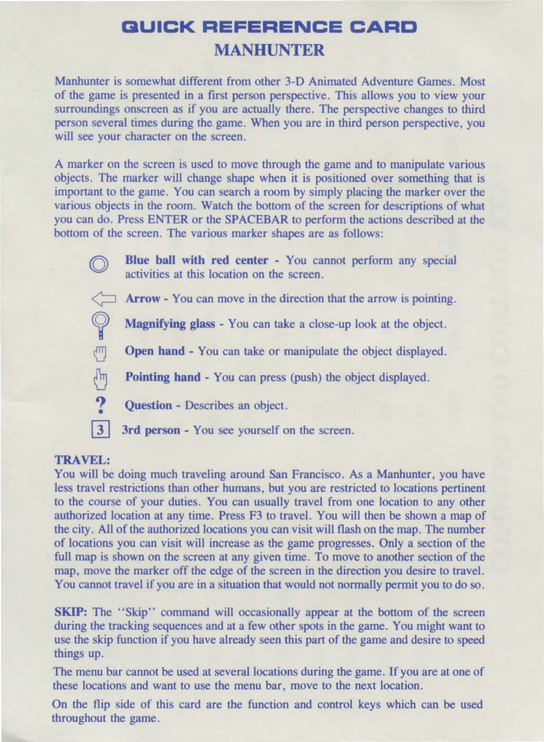# QUICK REFERENCE CARD

## MANHUNTER

Manhunter is somewhat different from other 3-D Animated Adventure Games. Most of the game is presented in a first person perspective. This allows you to view your surroundings onscreen as if you are actually there. The perspective changes to third person several times during the game. When you are in third person perspective, you will see your character on the screen.

A marker on the screen is used to move through the game and to manipulate various objects. The marker will change shape when it is positioned over something that is important to the game. You can search a room by simply placing the marker over the various objects in the room. Watch the bottom of the screen for descriptions of what you can do. Press ENTER or the SPACEBAR to perform the actions described at the bottom of the screen. The various marker shapes are as follows:

- **Blue ball with red center** - You cannot perform any special activities at this location on the screen.
- **Arrow** - You can move in the direction that the arrow is pointing.
- **Magnifying glass** - You can take a close-up look at the object.
- **Open hand** - You can take or manipulate the object displayed.
- **Pointing hand** - You can press (push) the object displayed.
- **?** **Question** - Describes an object.
- **3** **3rd person** - You see yourself on the screen.

**TRAVEL:**
You will be doing much traveling around San Francisco. As a Manhunter, you have less travel restrictions than other humans, but you are restricted to locations pertinent to the course of your duties. You can usually travel from one location to any other authorized location at any time. Press F3 to travel. You will then be shown a map of the city. All of the authorized locations you can visit will flash on the map. The number of locations you can visit will increase as the game progresses. Only a section of the full map is shown on the screen at any given time. To move to another section of the map, move the marker off the edge of the screen in the direction you desire to travel. You cannot travel if you are in a situation that would not normally permit you to do so.

**SKIP:** The "Skip" command will occasionally appear at the bottom of the screen during the tracking sequences and at a few other spots in the game. You might want to use the skip function if you have already seen this part of the game and desire to speed things up.

The menu bar cannot be used at several locations during the game. If you are at one of these locations and want to use the menu bar, move to the next location.

On the flip side of this card are the function and control keys which can be used throughout the game.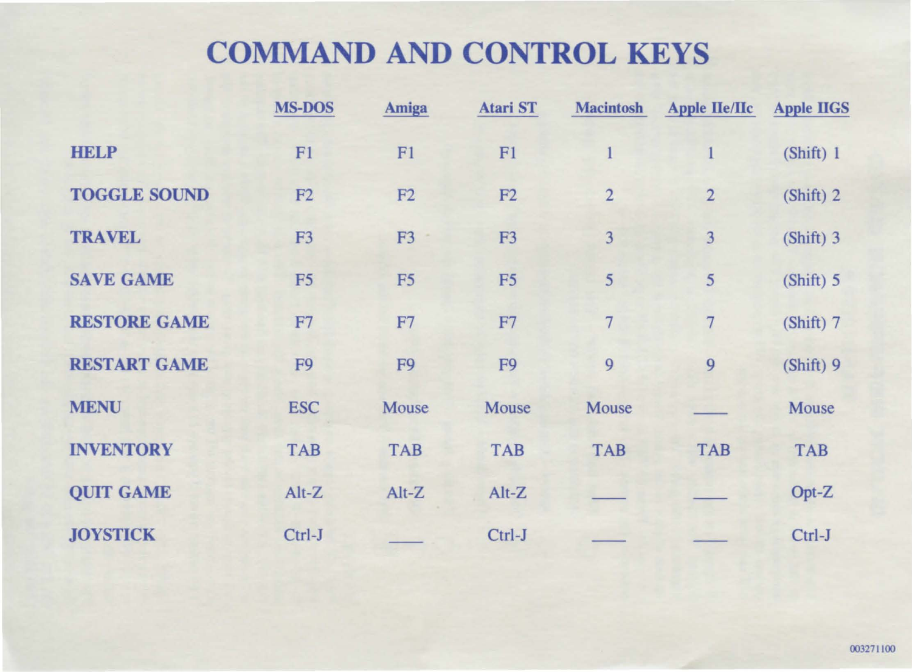# COMMAND AND CONTROL KEYS

| | MS-DOS | Amiga | Atari ST | Macintosh | Apple IIe/IIc | Apple IIGS |
|---|---|---|---|---|---|---|
| **HELP** | F1 | F1 | F1 | 1 | 1 | (Shift) 1 |
| **TOGGLE SOUND** | F2 | F2 | F2 | 2 | 2 | (Shift) 2 |
| **TRAVEL** | F3 | F3 | F3 | 3 | 3 | (Shift) 3 |
| **SAVE GAME** | F5 | F5 | F5 | 5 | 5 | (Shift) 5 |
| **RESTORE GAME** | F7 | F7 | F7 | 7 | 7 | (Shift) 7 |
| **RESTART GAME** | F9 | F9 | F9 | 9 | 9 | (Shift) 9 |
| **MENU** | ESC | Mouse | Mouse | Mouse | ___ | Mouse |
| **INVENTORY** | TAB | TAB | TAB | TAB | TAB | TAB |
| **QUIT GAME** | Alt-Z | Alt-Z | Alt-Z | ___ | ___ | Opt-Z |
| **JOYSTICK** | Ctrl-J | ___ | Ctrl-J | ___ | ___ | Ctrl-J |

003271100